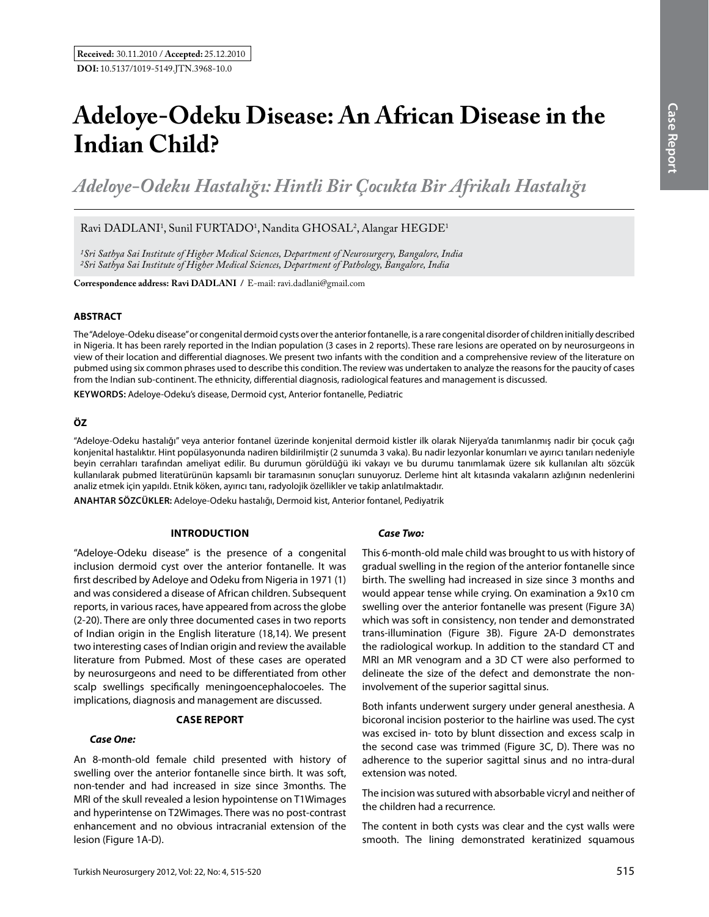**Received:** 30.11.2010 / **Accepted:** 25.12.2010

**DOI:** 10.5137/1019-5149.JTN.3968-10.0

# Adeloye-Odeku Disease: An African Disease in the Indian Child?

## *Adeloye-Odeku Hastalığı: Hintli Bir Çocukta Bir Afrikalı Hastalığı*

Ravi DADLANI[1], Sunil FURTADO[1], Nandita GHOSAL[2], Alangar HEGDE[1]

*[1]Sri Sathya Sai Institute of Higher Medical Sciences, Department of Neurosurgery, Bangalore, India*
*[2]Sri Sathya Sai Institute of Higher Medical Sciences, Department of Pathology, Bangalore, India*

**Correspondence address: Ravi DADLANI /** E-mail: ravi.dadlani@gmail.com

### ABSTRACT

The "Adeloye-Odeku disease" or congenital dermoid cysts over the anterior fontanelle, is a rare congenital disorder of children initially described in Nigeria. It has been rarely reported in the Indian population (3 cases in 2 reports). These rare lesions are operated on by neurosurgeons in view of their location and differential diagnoses. We present two infants with the condition and a comprehensive review of the literature on pubmed using six common phrases used to describe this condition. The review was undertaken to analyze the reasons for the paucity of cases from the Indian sub-continent. The ethnicity, differential diagnosis, radiological features and management is discussed.

**KEYWORDS:** Adeloye-Odeku's disease, Dermoid cyst, Anterior fontanelle, Pediatric

### ÖZ

"Adeloye-Odeku hastalığı" veya anterior fontanel üzerinde konjenital dermoid kistler ilk olarak Nijerya'da tanımlanmış nadir bir çocuk çağı konjenital hastalıktır. Hint popülasyonunda nadiren bildirilmiştir (2 sunumda 3 vaka). Bu nadir lezyonlar konumları ve ayırıcı tanıları nedeniyle beyin cerrahları tarafından ameliyat edilir. Bu durumun görüldüğü iki vakayı ve bu durumu tanımlamak üzere sık kullanılan altı sözcük kullanılarak pubmed literatürünün kapsamlı bir taramasının sonuçları sunuyoruz. Derleme hint alt kıtasında vakaların azlığının nedenlerini analiz etmek için yapıldı. Etnik köken, ayırıcı tanı, radyolojik özellikler ve takip anlatılmaktadır.

**ANAHTAR SÖZCÜKLER:** Adeloye-Odeku hastalığı, Dermoid kist, Anterior fontanel, Pediyatrik

## INTRODUCTION

"Adeloye-Odeku disease" is the presence of a congenital inclusion dermoid cyst over the anterior fontanelle. It was first described by Adeloye and Odeku from Nigeria in 1971 (1) and was considered a disease of African children. Subsequent reports, in various races, have appeared from across the globe (2-20). There are only three documented cases in two reports of Indian origin in the English literature (18,14). We present two interesting cases of Indian origin and review the available literature from Pubmed. Most of these cases are operated by neurosurgeons and need to be differentiated from other scalp swellings specifically meningoencephalocoeles. The implications, diagnosis and management are discussed.

## CASE REPORT

### *Case One:*

An 8-month-old female child presented with history of swelling over the anterior fontanelle since birth. It was soft, non-tender and had increased in size since 3months. The MRI of the skull revealed a lesion hypointense on T1Wimages and hyperintense on T2Wimages. There was no post-contrast enhancement and no obvious intracranial extension of the lesion (Figure 1A-D).

### *Case Two:*

This 6-month-old male child was brought to us with history of gradual swelling in the region of the anterior fontanelle since birth. The swelling had increased in size since 3 months and would appear tense while crying. On examination a 9x10 cm swelling over the anterior fontanelle was present (Figure 3A) which was soft in consistency, non tender and demonstrated trans-illumination (Figure 3B). Figure 2A-D demonstrates the radiological workup. In addition to the standard CT and MRI an MR venogram and a 3D CT were also performed to delineate the size of the defect and demonstrate the non-involvement of the superior sagittal sinus.

Both infants underwent surgery under general anesthesia. A bicoronal incision posterior to the hairline was used. The cyst was excised in- toto by blunt dissection and excess scalp in the second case was trimmed (Figure 3C, D). There was no adherence to the superior sagittal sinus and no intra-dural extension was noted.

The incision was sutured with absorbable vicryl and neither of the children had a recurrence.

The content in both cysts was clear and the cyst walls were smooth. The lining demonstrated keratinized squamous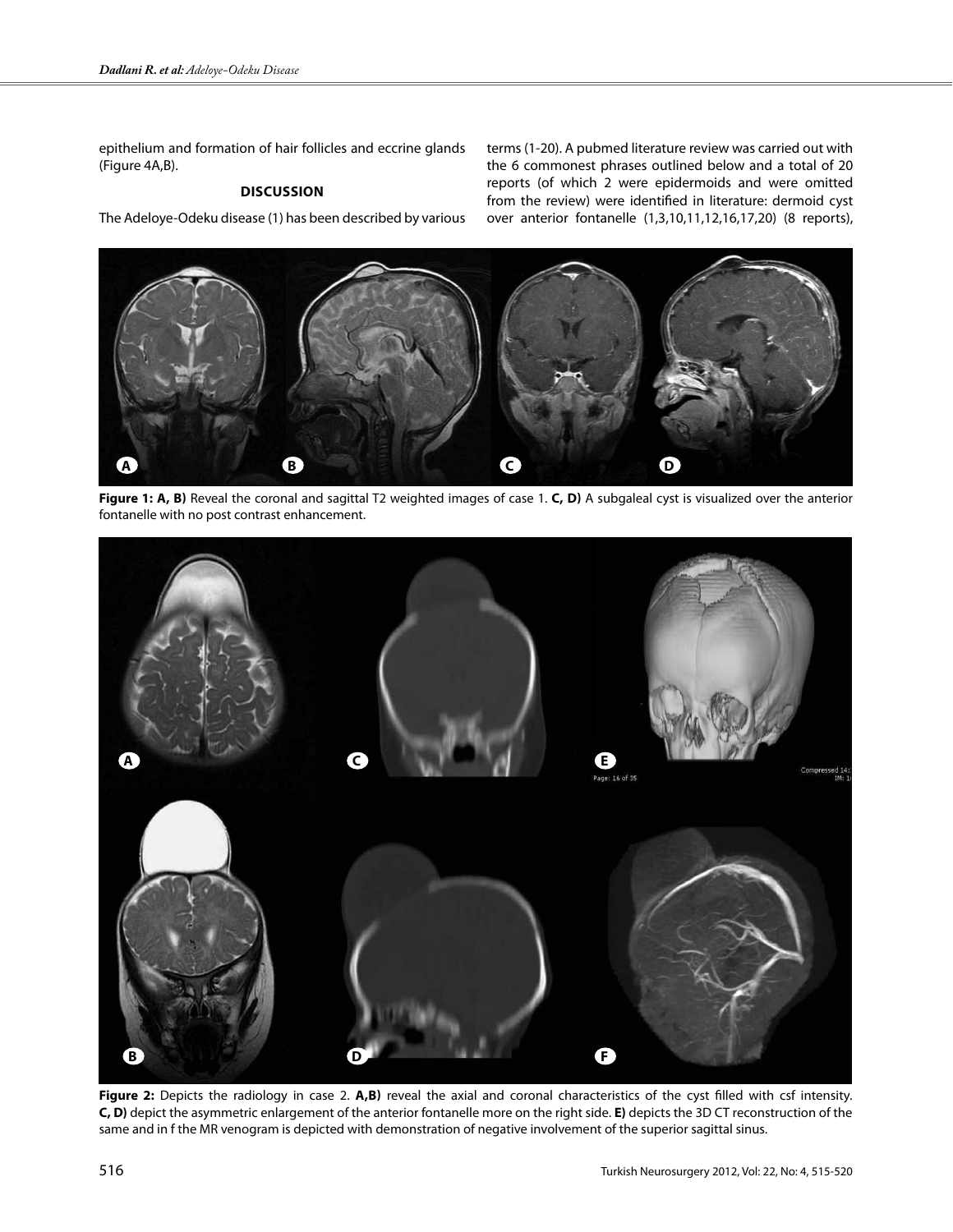epithelium and formation of hair follicles and eccrine glands (Figure 4A,B).

## DISCUSSION

The Adeloye-Odeku disease (1) has been described by various terms (1-20). A pubmed literature review was carried out with the 6 commonest phrases outlined below and a total of 20 reports (of which 2 were epidermoids and were omitted from the review) were identified in literature: dermoid cyst over anterior fontanelle (1,3,10,11,12,16,17,20) (8 reports),

**Figure 1: A, B)** Reveal the coronal and sagittal T2 weighted images of case 1. **C, D)** A subgaleal cyst is visualized over the anterior fontanelle with no post contrast enhancement.

**Figure 2:** Depicts the radiology in case 2. **A,B)** reveal the axial and coronal characteristics of the cyst filled with csf intensity. **C, D)** depict the asymmetric enlargement of the anterior fontanelle more on the right side. **E)** depicts the 3D CT reconstruction of the same and in f the MR venogram is depicted with demonstration of negative involvement of the superior sagittal sinus.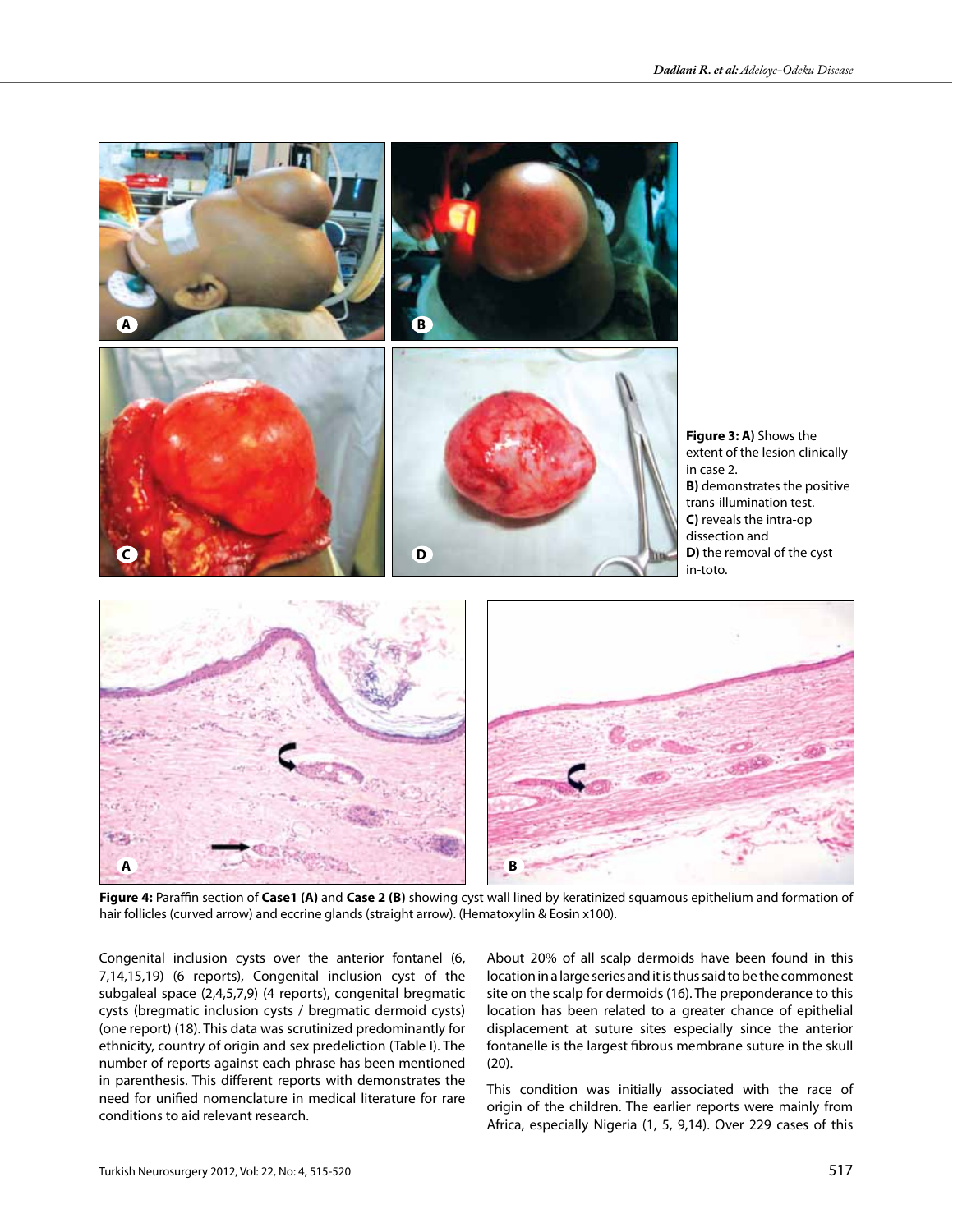**Figure 3: A)** Shows the extent of the lesion clinically in case 2.
**B)** demonstrates the positive trans-illumination test.
**C)** reveals the intra-op dissection and
**D)** the removal of the cyst in-toto.

**Figure 4:** Paraffin section of **Case1 (A)** and **Case 2 (B)** showing cyst wall lined by keratinized squamous epithelium and formation of hair follicles (curved arrow) and eccrine glands (straight arrow). (Hematoxylin & Eosin x100).

Congenital inclusion cysts over the anterior fontanel (6, 7,14,15,19) (6 reports), Congenital inclusion cyst of the subgaleal space (2,4,5,7,9) (4 reports), congenital bregmatic cysts (bregmatic inclusion cysts / bregmatic dermoid cysts) (one report) (18). This data was scrutinized predominantly for ethnicity, country of origin and sex predeliction (Table I). The number of reports against each phrase has been mentioned in parenthesis. This different reports with demonstrates the need for unified nomenclature in medical literature for rare conditions to aid relevant research.

About 20% of all scalp dermoids have been found in this location in a large series and it is thus said to be the commonest site on the scalp for dermoids (16). The preponderance to this location has been related to a greater chance of epithelial displacement at suture sites especially since the anterior fontanelle is the largest fibrous membrane suture in the skull (20).

This condition was initially associated with the race of origin of the children. The earlier reports were mainly from Africa, especially Nigeria (1, 5, 9,14). Over 229 cases of this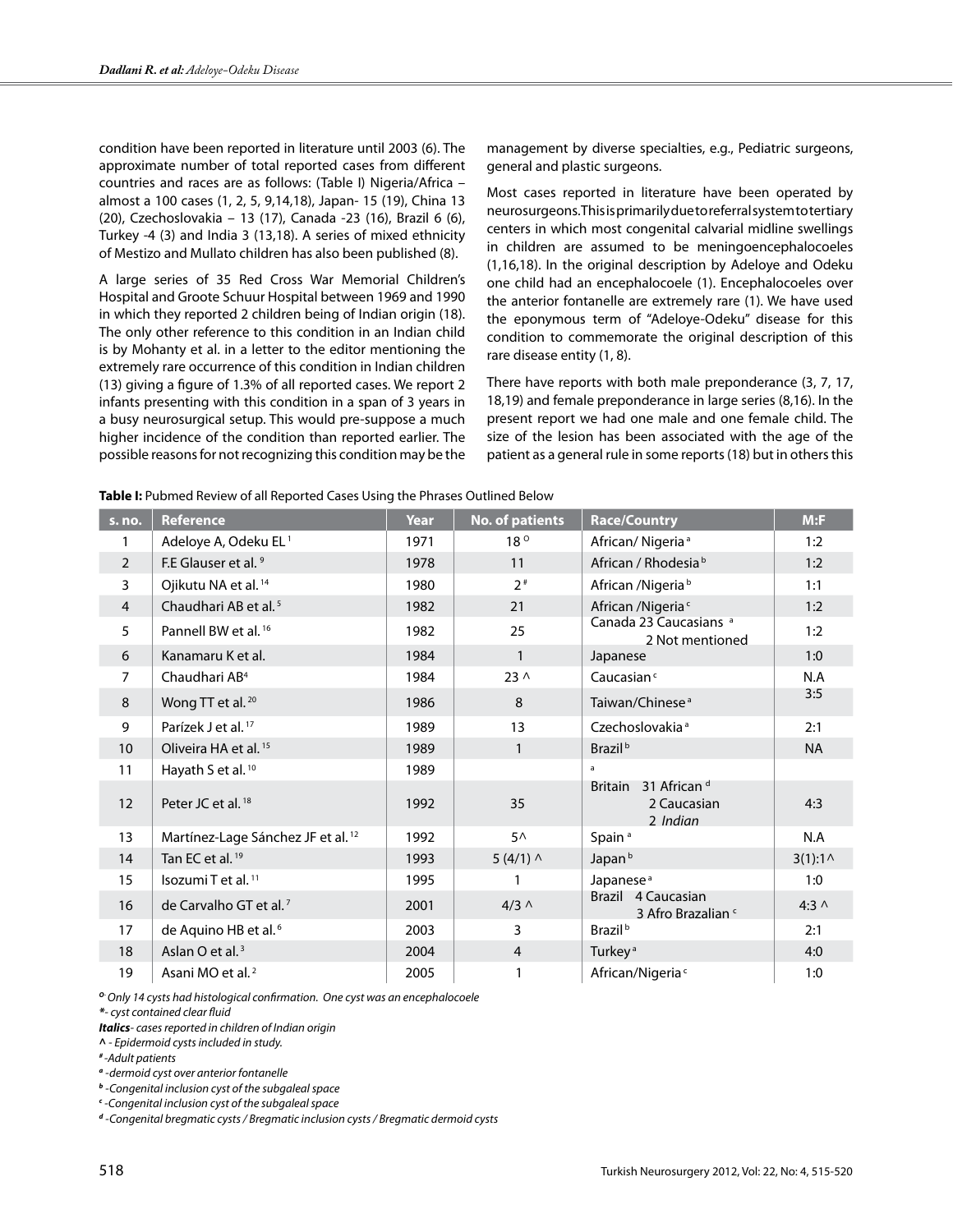condition have been reported in literature until 2003 (6). The approximate number of total reported cases from different countries and races are as follows: (Table I) Nigeria/Africa – almost a 100 cases (1, 2, 5, 9,14,18), Japan- 15 (19), China 13 (20), Czechoslovakia – 13 (17), Canada -23 (16), Brazil 6 (6), Turkey -4 (3) and India 3 (13,18). A series of mixed ethnicity of Mestizo and Mullato children has also been published (8).

A large series of 35 Red Cross War Memorial Children's Hospital and Groote Schuur Hospital between 1969 and 1990 in which they reported 2 children being of Indian origin (18). The only other reference to this condition in an Indian child is by Mohanty et al. in a letter to the editor mentioning the extremely rare occurrence of this condition in Indian children (13) giving a figure of 1.3% of all reported cases. We report 2 infants presenting with this condition in a span of 3 years in a busy neurosurgical setup. This would pre-suppose a much higher incidence of the condition than reported earlier. The possible reasons for not recognizing this condition may be the management by diverse specialties, e.g., Pediatric surgeons, general and plastic surgeons.

Most cases reported in literature have been operated by neurosurgeons. This is primarily due to referral system to tertiary centers in which most congenital calvarial midline swellings in children are assumed to be meningoencephalocoeles (1,16,18). In the original description by Adeloye and Odeku one child had an encephalocoele (1). Encephalocoeles over the anterior fontanelle are extremely rare (1). We have used the eponymous term of "Adeloye-Odeku" disease for this condition to commemorate the original description of this rare disease entity (1, 8).

There have reports with both male preponderance (3, 7, 17, 18,19) and female preponderance in large series (8,16). In the present report we had one male and one female child. The size of the lesion has been associated with the age of the patient as a general rule in some reports (18) but in others this

**Table I:** Pubmed Review of all Reported Cases Using the Phrases Outlined Below

| s. no. | Reference | Year | No. of patients | Race/Country | M:F |
|---|---|---|---|---|---|
| 1 | Adeloye A, Odeku EL [1] | 1971 | 18 [o] | African/ Nigeria [a] | 1:2 |
| 2 | F.E Glauser et al. [9] | 1978 | 11 | African / Rhodesia [b] | 1:2 |
| 3 | Ojikutu NA et al. [14] | 1980 | 2 [#] | African /Nigeria [b] | 1:1 |
| 4 | Chaudhari AB et al. [5] | 1982 | 21 | African /Nigeria [c] | 1:2 |
| 5 | Pannell BW et al. [16] | 1982 | 25 | Canada 23 Caucasians [a] 2 Not mentioned | 1:2 |
| 6 | Kanamaru K et al. | 1984 | 1 | Japanese | 1:0 |
| 7 | Chaudhari AB[4] | 1984 | 23 ^ | Caucasian [c] | N.A |
| 8 | Wong TT et al. [20] | 1986 | 8 | Taiwan/Chinese [a] | 3:5 |
| 9 | Parízek J et al. [17] | 1989 | 13 | Czechoslovakia [a] | 2:1 |
| 10 | Oliveira HA et al. [15] | 1989 | 1 | Brazil [b] | NA |
| 11 | Hayath S et al. [10] | 1989 | | [a] | |
| 12 | Peter JC et al. [18] | 1992 | 35 | Britain 31 African [d] 2 Caucasian 2 *Indian* | 4:3 |
| 13 | Martínez-Lage Sánchez JF et al. [12] | 1992 | 5^ | Spain [a] | N.A |
| 14 | Tan EC et al. [19] | 1993 | 5 (4/1) ^ | Japan [b] | 3(1):1^ |
| 15 | Isozumi T et al. [11] | 1995 | 1 | Japanese [a] | 1:0 |
| 16 | de Carvalho GT et al. [7] | 2001 | 4/3 ^ | Brazil 4 Caucasian 3 Afro Brazalian [c] | 4:3 ^ |
| 17 | de Aquino HB et al. [6] | 2003 | 3 | Brazil [b] | 2:1 |
| 18 | Aslan O et al. [3] | 2004 | 4 | Turkey [a] | 4:0 |
| 19 | Asani MO et al. [2] | 2005 | 1 | African/Nigeria [c] | 1:0 |

*[o] Only 14 cysts had histological confirmation. One cyst was an encephalocoele*
*\*- cyst contained clear fluid*
***Italics**- cases reported in children of Indian origin*
*^ - Epidermoid cysts included in study.*
*[#] -Adult patients*
*[a] -dermoid cyst over anterior fontanelle*
*[b] -Congenital inclusion cyst of the subgaleal space*
*[c] -Congenital inclusion cyst of the subgaleal space*
*[d] -Congenital bregmatic cysts / Bregmatic inclusion cysts / Bregmatic dermoid cysts*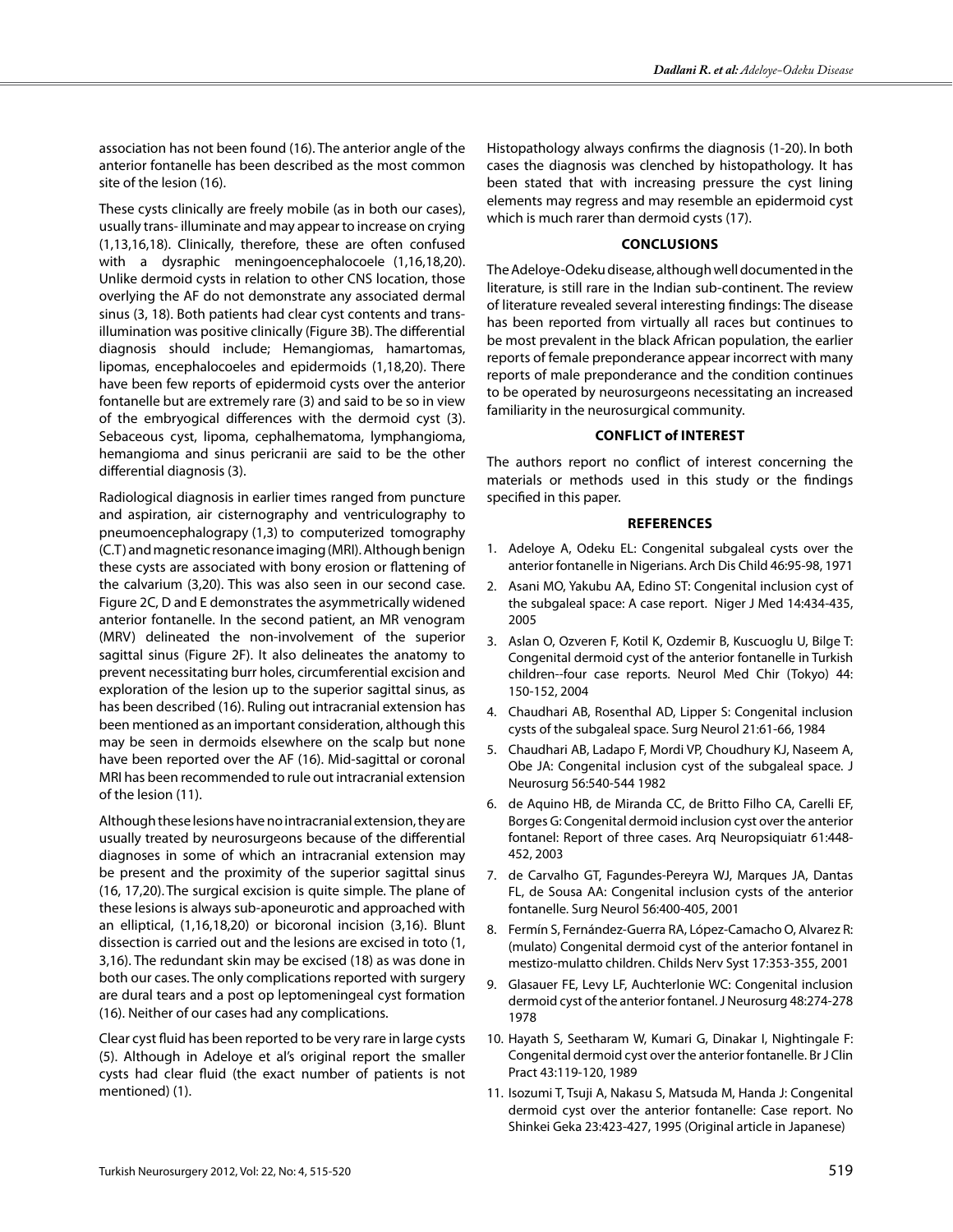association has not been found (16). The anterior angle of the anterior fontanelle has been described as the most common site of the lesion (16).

These cysts clinically are freely mobile (as in both our cases), usually trans- illuminate and may appear to increase on crying (1,13,16,18). Clinically, therefore, these are often confused with a dysraphic meningoencephalocoele (1,16,18,20). Unlike dermoid cysts in relation to other CNS location, those overlying the AF do not demonstrate any associated dermal sinus (3, 18). Both patients had clear cyst contents and trans-illumination was positive clinically (Figure 3B). The differential diagnosis should include; Hemangiomas, hamartomas, lipomas, encephalocoeles and epidermoids (1,18,20). There have been few reports of epidermoid cysts over the anterior fontanelle but are extremely rare (3) and said to be so in view of the embryogical differences with the dermoid cyst (3). Sebaceous cyst, lipoma, cephalhematoma, lymphangioma, hemangioma and sinus pericranii are said to be the other differential diagnosis (3).

Radiological diagnosis in earlier times ranged from puncture and aspiration, air cisternography and ventriculography to pneumoencephalograpy (1,3) to computerized tomography (C.T) and magnetic resonance imaging (MRI). Although benign these cysts are associated with bony erosion or flattening of the calvarium (3,20). This was also seen in our second case. Figure 2C, D and E demonstrates the asymmetrically widened anterior fontanelle. In the second patient, an MR venogram (MRV) delineated the non-involvement of the superior sagittal sinus (Figure 2F). It also delineates the anatomy to prevent necessitating burr holes, circumferential excision and exploration of the lesion up to the superior sagittal sinus, as has been described (16). Ruling out intracranial extension has been mentioned as an important consideration, although this may be seen in dermoids elsewhere on the scalp but none have been reported over the AF (16). Mid-sagittal or coronal MRI has been recommended to rule out intracranial extension of the lesion (11).

Although these lesions have no intracranial extension, they are usually treated by neurosurgeons because of the differential diagnoses in some of which an intracranial extension may be present and the proximity of the superior sagittal sinus (16, 17,20). The surgical excision is quite simple. The plane of these lesions is always sub-aponeurotic and approached with an elliptical, (1,16,18,20) or bicoronal incision (3,16). Blunt dissection is carried out and the lesions are excised in toto (1, 3,16). The redundant skin may be excised (18) as was done in both our cases. The only complications reported with surgery are dural tears and a post op leptomeningeal cyst formation (16). Neither of our cases had any complications.

Clear cyst fluid has been reported to be very rare in large cysts (5). Although in Adeloye et al's original report the smaller cysts had clear fluid (the exact number of patients is not mentioned) (1).

Histopathology always confirms the diagnosis (1-20). In both cases the diagnosis was clenched by histopathology. It has been stated that with increasing pressure the cyst lining elements may regress and may resemble an epidermoid cyst which is much rarer than dermoid cysts (17).

## CONCLUSIONS

The Adeloye-Odeku disease, although well documented in the literature, is still rare in the Indian sub-continent. The review of literature revealed several interesting findings: The disease has been reported from virtually all races but continues to be most prevalent in the black African population, the earlier reports of female preponderance appear incorrect with many reports of male preponderance and the condition continues to be operated by neurosurgeons necessitating an increased familiarity in the neurosurgical community.

## CONFLICT of INTEREST

The authors report no conflict of interest concerning the materials or methods used in this study or the findings specified in this paper.

## REFERENCES

1. Adeloye A, Odeku EL: Congenital subgaleal cysts over the anterior fontanelle in Nigerians. Arch Dis Child 46:95-98, 1971
2. Asani MO, Yakubu AA, Edino ST: Congenital inclusion cyst of the subgaleal space: A case report. Niger J Med 14:434-435, 2005
3. Aslan O, Ozveren F, Kotil K, Ozdemir B, Kuscuoglu U, Bilge T: Congenital dermoid cyst of the anterior fontanelle in Turkish children--four case reports. Neurol Med Chir (Tokyo) 44: 150-152, 2004
4. Chaudhari AB, Rosenthal AD, Lipper S: Congenital inclusion cysts of the subgaleal space. Surg Neurol 21:61-66, 1984
5. Chaudhari AB, Ladapo F, Mordi VP, Choudhury KJ, Naseem A, Obe JA: Congenital inclusion cyst of the subgaleal space. J Neurosurg 56:540-544 1982
6. de Aquino HB, de Miranda CC, de Britto Filho CA, Carelli EF, Borges G: Congenital dermoid inclusion cyst over the anterior fontanel: Report of three cases. Arq Neuropsiquiatr 61:448-452, 2003
7. de Carvalho GT, Fagundes-Pereyra WJ, Marques JA, Dantas FL, de Sousa AA: Congenital inclusion cysts of the anterior fontanelle. Surg Neurol 56:400-405, 2001
8. Fermín S, Fernández-Guerra RA, López-Camacho O, Alvarez R: (mulato) Congenital dermoid cyst of the anterior fontanel in mestizo-mulatto children. Childs Nerv Syst 17:353-355, 2001
9. Glasauer FE, Levy LF, Auchterlonie WC: Congenital inclusion dermoid cyst of the anterior fontanel. J Neurosurg 48:274-278 1978
10. Hayath S, Seetharam W, Kumari G, Dinakar I, Nightingale F: Congenital dermoid cyst over the anterior fontanelle. Br J Clin Pract 43:119-120, 1989
11. Isozumi T, Tsuji A, Nakasu S, Matsuda M, Handa J: Congenital dermoid cyst over the anterior fontanelle: Case report. No Shinkei Geka 23:423-427, 1995 (Original article in Japanese)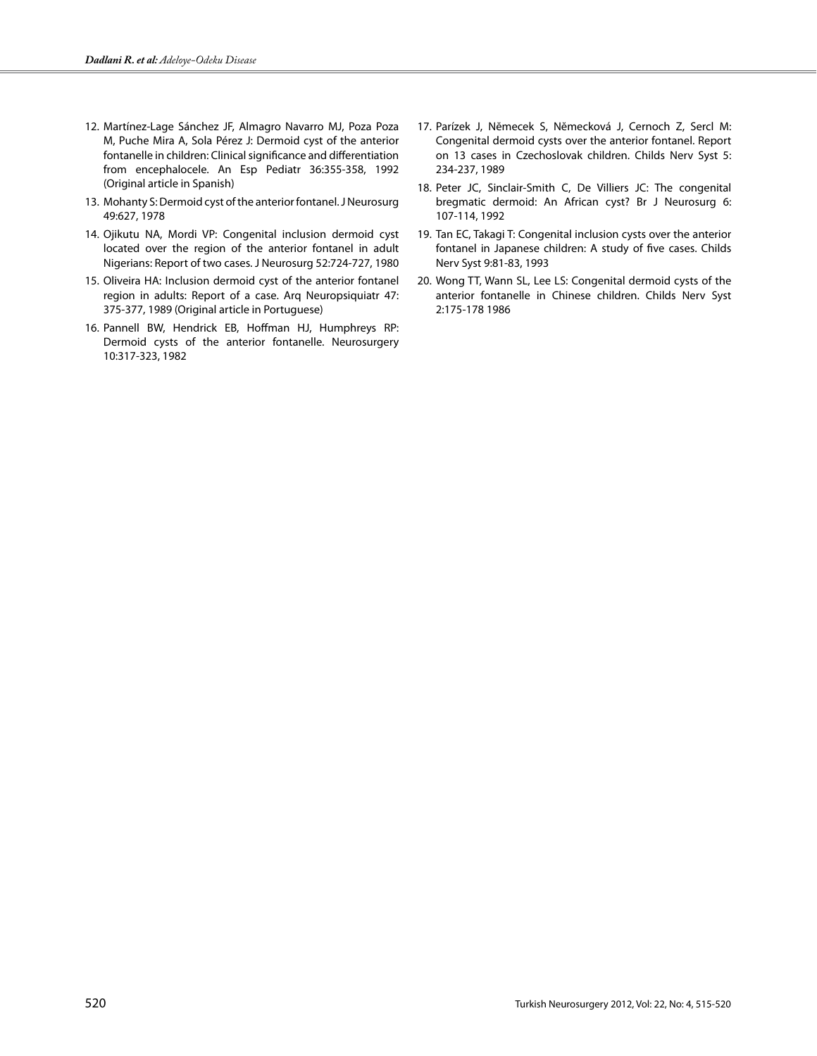12. Martínez-Lage Sánchez JF, Almagro Navarro MJ, Poza Poza M, Puche Mira A, Sola Pérez J: Dermoid cyst of the anterior fontanelle in children: Clinical significance and differentiation from encephalocele. An Esp Pediatr 36:355-358, 1992 (Original article in Spanish)
13. Mohanty S: Dermoid cyst of the anterior fontanel. J Neurosurg 49:627, 1978
14. Ojikutu NA, Mordi VP: Congenital inclusion dermoid cyst located over the region of the anterior fontanel in adult Nigerians: Report of two cases. J Neurosurg 52:724-727, 1980
15. Oliveira HA: Inclusion dermoid cyst of the anterior fontanel region in adults: Report of a case. Arq Neuropsiquiatr 47: 375-377, 1989 (Original article in Portuguese)
16. Pannell BW, Hendrick EB, Hoffman HJ, Humphreys RP: Dermoid cysts of the anterior fontanelle. Neurosurgery 10:317-323, 1982
17. Parízek J, Němecek S, Německová J, Cernoch Z, Sercl M: Congenital dermoid cysts over the anterior fontanel. Report on 13 cases in Czechoslovak children. Childs Nerv Syst 5: 234-237, 1989
18. Peter JC, Sinclair-Smith C, De Villiers JC: The congenital bregmatic dermoid: An African cyst? Br J Neurosurg 6: 107-114, 1992
19. Tan EC, Takagi T: Congenital inclusion cysts over the anterior fontanel in Japanese children: A study of five cases. Childs Nerv Syst 9:81-83, 1993
20. Wong TT, Wann SL, Lee LS: Congenital dermoid cysts of the anterior fontanelle in Chinese children. Childs Nerv Syst 2:175-178 1986